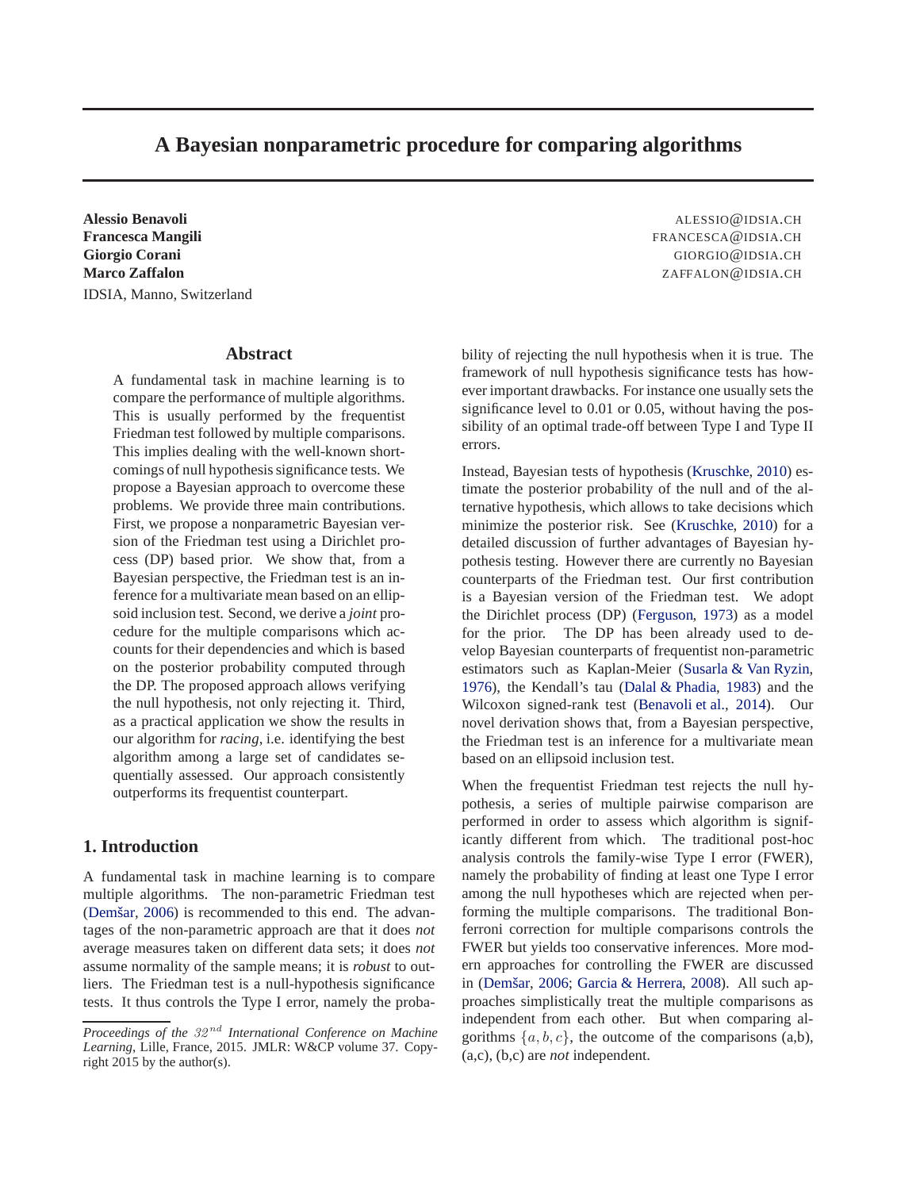# A Bayesian nonparametric procedure for comparing algorithms

**Alessio Benavoli** ALESSIO@IDSIA.CH
**Francesca Mangili** FRANCESCA@IDSIA.CH
**Giorgio Corani** GIORGIO@IDSIA.CH
**Marco Zaffalon** ZAFFALON@IDSIA.CH
IDSIA, Manno, Switzerland

## Abstract

A fundamental task in machine learning is to compare the performance of multiple algorithms. This is usually performed by the frequentist Friedman test followed by multiple comparisons. This implies dealing with the well-known shortcomings of null hypothesis significance tests. We propose a Bayesian approach to overcome these problems. We provide three main contributions. First, we propose a nonparametric Bayesian version of the Friedman test using a Dirichlet process (DP) based prior. We show that, from a Bayesian perspective, the Friedman test is an inference for a multivariate mean based on an ellipsoid inclusion test. Second, we derive a *joint* procedure for the multiple comparisons which accounts for their dependencies and which is based on the posterior probability computed through the DP. The proposed approach allows verifying the null hypothesis, not only rejecting it. Third, as a practical application we show the results in our algorithm for *racing*, i.e. identifying the best algorithm among a large set of candidates sequentially assessed. Our approach consistently outperforms its frequentist counterpart.

## 1. Introduction

A fundamental task in machine learning is to compare multiple algorithms. The non-parametric Friedman test (Demšar, 2006) is recommended to this end. The advantages of the non-parametric approach are that it does *not* average measures taken on different data sets; it does *not* assume normality of the sample means; it is *robust* to outliers. The Friedman test is a null-hypothesis significance tests. It thus controls the Type I error, namely the probability of rejecting the null hypothesis when it is true. The framework of null hypothesis significance tests has however important drawbacks. For instance one usually sets the significance level to 0.01 or 0.05, without having the possibility of an optimal trade-off between Type I and Type II errors.

Instead, Bayesian tests of hypothesis (Kruschke, 2010) estimate the posterior probability of the null and of the alternative hypothesis, which allows to take decisions which minimize the posterior risk. See (Kruschke, 2010) for a detailed discussion of further advantages of Bayesian hypothesis testing. However there are currently no Bayesian counterparts of the Friedman test. Our first contribution is a Bayesian version of the Friedman test. We adopt the Dirichlet process (DP) (Ferguson, 1973) as a model for the prior. The DP has been already used to develop Bayesian counterparts of frequentist non-parametric estimators such as Kaplan-Meier (Susarla & Van Ryzin, 1976), the Kendall's tau (Dalal & Phadia, 1983) and the Wilcoxon signed-rank test (Benavoli et al., 2014). Our novel derivation shows that, from a Bayesian perspective, the Friedman test is an inference for a multivariate mean based on an ellipsoid inclusion test.

When the frequentist Friedman test rejects the null hypothesis, a series of multiple pairwise comparison are performed in order to assess which algorithm is significantly different from which. The traditional post-hoc analysis controls the family-wise Type I error (FWER), namely the probability of finding at least one Type I error among the null hypotheses which are rejected when performing the multiple comparisons. The traditional Bonferroni correction for multiple comparisons controls the FWER but yields too conservative inferences. More modern approaches for controlling the FWER are discussed in (Demšar, 2006; Garcia & Herrera, 2008). All such approaches simplistically treat the multiple comparisons as independent from each other. But when comparing algorithms $\{a, b, c\}$, the outcome of the comparisons (a,b), (a,c), (b,c) are *not* independent.

*Proceedings of the* $32^{nd}$ *International Conference on Machine Learning*, Lille, France, 2015. JMLR: W&CP volume 37. Copyright 2015 by the author(s).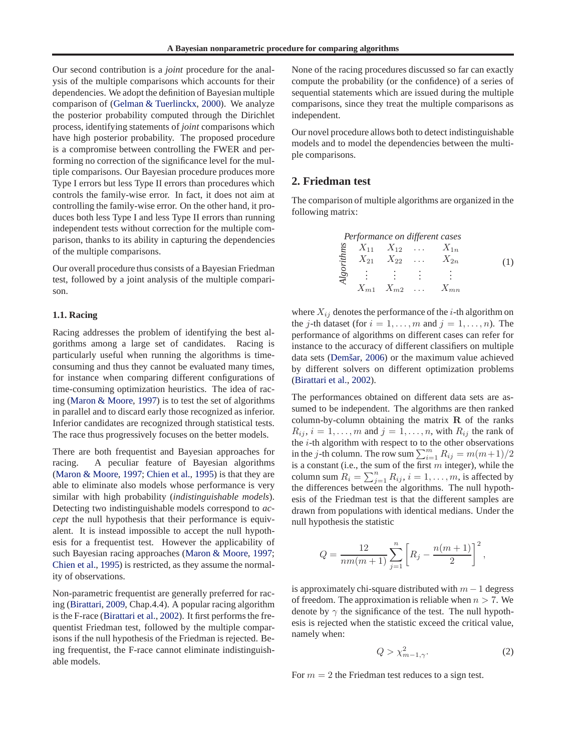Our second contribution is a *joint* procedure for the analysis of the multiple comparisons which accounts for their dependencies. We adopt the definition of Bayesian multiple comparison of (Gelman & Tuerlinckx, 2000). We analyze the posterior probability computed through the Dirichlet process, identifying statements of *joint* comparisons which have high posterior probability. The proposed procedure is a compromise between controlling the FWER and performing no correction of the significance level for the multiple comparisons. Our Bayesian procedure produces more Type I errors but less Type II errors than procedures which controls the family-wise error. In fact, it does not aim at controlling the family-wise error. On the other hand, it produces both less Type I and less Type II errors than running independent tests without correction for the multiple comparison, thanks to its ability in capturing the dependencies of the multiple comparisons.

Our overall procedure thus consists of a Bayesian Friedman test, followed by a joint analysis of the multiple comparison.

### 1.1. Racing

Racing addresses the problem of identifying the best algorithms among a large set of candidates. Racing is particularly useful when running the algorithms is time-consuming and thus they cannot be evaluated many times, for instance when comparing different configurations of time-consuming optimization heuristics. The idea of racing (Maron & Moore, 1997) is to test the set of algorithms in parallel and to discard early those recognized as inferior. Inferior candidates are recognized through statistical tests. The race thus progressively focuses on the better models.

There are both frequentist and Bayesian approaches for racing. A peculiar feature of Bayesian algorithms (Maron & Moore, 1997; Chien et al., 1995) is that they are able to eliminate also models whose performance is very similar with high probability (*indistinguishable models*). Detecting two indistinguishable models correspond to *accept* the null hypothesis that their performance is equivalent. It is instead impossible to accept the null hypothesis for a frequentist test. However the applicability of such Bayesian racing approaches (Maron & Moore, 1997; Chien et al., 1995) is restricted, as they assume the normality of observations.

Non-parametric frequentist are generally preferred for racing (Birattari, 2009, Chap.4.4). A popular racing algorithm is the F-race (Birattari et al., 2002). It first performs the frequentist Friedman test, followed by the multiple comparisons if the null hypothesis of the Friedman is rejected. Being frequentist, the F-race cannot eliminate indistinguishable models.

None of the racing procedures discussed so far can exactly compute the probability (or the confidence) of a series of sequential statements which are issued during the multiple comparisons, since they treat the multiple comparisons as independent.

Our novel procedure allows both to detect indistinguishable models and to model the dependencies between the multiple comparisons.

## 2. Friedman test

The comparison of multiple algorithms are organized in the following matrix:

$$
\begin{array}{c|cccc}
 & \multicolumn{4}{c}{\textit{Performance on different cases}} \\
\hline
\multirow{4}{*}{\rotatebox{90}{\textit{Algorithms}}} & X_{11} & X_{12} & \dots & X_{1n} \\
 & X_{21} & X_{22} & \dots & X_{2n} \\
 & \vdots & \vdots & \vdots & \vdots \\
 & X_{m1} & X_{m2} & \dots & X_{mn}
\end{array}
\tag{1}
$$

where $X_{ij}$ denotes the performance of the $i$-th algorithm on the $j$-th dataset (for $i = 1, \dots, m$ and $j = 1, \dots, n$). The performance of algorithms on different cases can refer for instance to the accuracy of different classifiers on multiple data sets (Demšar, 2006) or the maximum value achieved by different solvers on different optimization problems (Birattari et al., 2002).

The performances obtained on different data sets are assumed to be independent. The algorithms are then ranked column-by-column obtaining the matrix $\mathbf{R}$ of the ranks $R_{ij}$, $i = 1, \dots, m$ and $j = 1, \dots, n$, with $R_{ij}$ the rank of the $i$-th algorithm with respect to to the other observations in the $j$-th column. The row sum $\sum_{i=1}^{m} R_{ij} = m(m+1)/2$ is a constant (i.e., the sum of the first $m$ integer), while the column sum $R_i = \sum_{j=1}^{n} R_{ij}$, $i = 1, \dots, m$, is affected by the differences between the algorithms. The null hypothesis of the Friedman test is that the different samples are drawn from populations with identical medians. Under the null hypothesis the statistic

$$
Q = \frac{12}{nm(m+1)} \sum_{j=1}^{n} \left[ R_j - \frac{n(m+1)}{2} \right]^2,
$$

is approximately chi-square distributed with $m - 1$ degress of freedom. The approximation is reliable when $n > 7$. We denote by $\gamma$ the significance of the test. The null hypothesis is rejected when the statistic exceed the critical value, namely when:

$$
Q > \chi^2_{m-1,\gamma}. \tag{2}
$$

For $m = 2$ the Friedman test reduces to a sign test.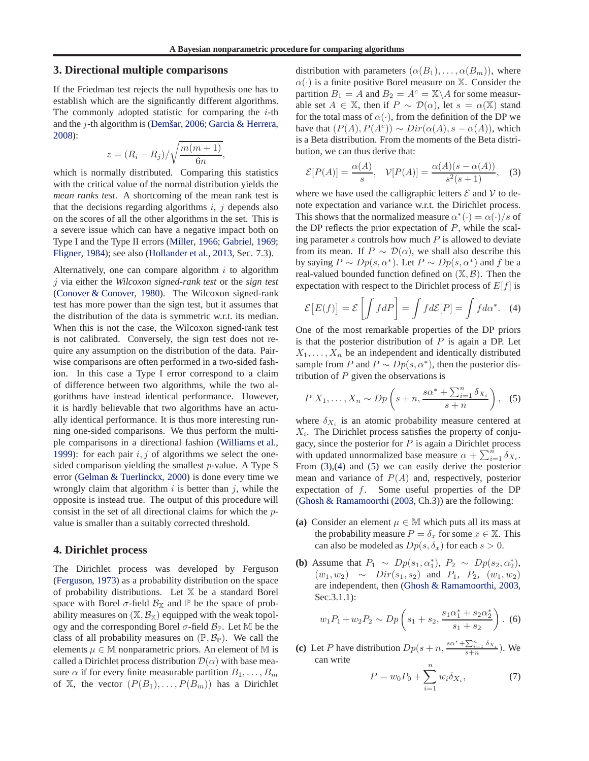## 3. Directional multiple comparisons

If the Friedman test rejects the null hypothesis one has to establish which are the significantly different algorithms. The commonly adopted statistic for comparing the $i$-th and the $j$-th algorithm is (Demšar, 2006; Garcia & Herrera, 2008):

$$z = (R_i - R_j)/\sqrt{\frac{m(m+1)}{6n}},$$

which is normally distributed. Comparing this statistics with the critical value of the normal distribution yields the *mean ranks test*. A shortcoming of the mean rank test is that the decisions regarding algorithms $i$, $j$ depends also on the scores of all the other algorithms in the set. This is a severe issue which can have a negative impact both on Type I and the Type II errors (Miller, 1966; Gabriel, 1969; Fligner, 1984); see also (Hollander et al., 2013, Sec. 7.3).

Alternatively, one can compare algorithm $i$ to algorithm $j$ via either the *Wilcoxon signed-rank test* or the *sign test* (Conover & Conover, 1980). The Wilcoxon signed-rank test has more power than the sign test, but it assumes that the distribution of the data is symmetric w.r.t. its median. When this is not the case, the Wilcoxon signed-rank test is not calibrated. Conversely, the sign test does not require any assumption on the distribution of the data. Pairwise comparisons are often performed in a two-sided fashion. In this case a Type I error correspond to a claim of difference between two algorithms, while the two algorithms have instead identical performance. However, it is hardly believable that two algorithms have an actually identical performance. It is thus more interesting running one-sided comparisons. We thus perform the multiple comparisons in a directional fashion (Williams et al., 1999): for each pair $i, j$ of algorithms we select the one-sided comparison yielding the smallest $p$-value. A Type S error (Gelman & Tuerlinckx, 2000) is done every time we wrongly claim that algorithm $i$ is better than $j$, while the opposite is instead true. The output of this procedure will consist in the set of all directional claims for which the $p$-value is smaller than a suitably corrected threshold.

## 4. Dirichlet process

The Dirichlet process was developed by Ferguson (Ferguson, 1973) as a probability distribution on the space of probability distributions. Let $\mathbb{X}$ be a standard Borel space with Borel $\sigma$-field $\mathcal{B}_{\mathbb{X}}$ and $\mathbb{P}$ be the space of probability measures on $(\mathbb{X}, \mathcal{B}_{\mathbb{X}})$ equipped with the weak topology and the corresponding Borel $\sigma$-field $\mathcal{B}_{\mathbb{P}}$. Let $\mathbb{M}$ be the class of all probability measures on $(\mathbb{P}, \mathcal{B}_{\mathbb{P}})$. We call the elements $\mu \in \mathbb{M}$ nonparametric priors. An element of $\mathbb{M}$ is called a Dirichlet process distribution $\mathcal{D}(\alpha)$ with base measure $\alpha$ if for every finite measurable partition $B_1, \dots, B_m$ of $\mathbb{X}$, the vector $(P(B_1), \dots, P(B_m))$ has a Dirichlet distribution with parameters $(\alpha(B_1), \dots, \alpha(B_m))$, where $\alpha(\cdot)$ is a finite positive Borel measure on $\mathbb{X}$. Consider the partition $B_1 = A$ and $B_2 = A^c = \mathbb{X}\backslash A$ for some measurable set $A \in \mathbb{X}$, then if $P \sim \mathcal{D}(\alpha)$, let $s = \alpha(\mathbb{X})$ stand for the total mass of $\alpha(\cdot)$, from the definition of the DP we have that $(P(A), P(A^c)) \sim Dir(\alpha(A), s - \alpha(A))$, which is a Beta distribution. From the moments of the Beta distribution, we can thus derive that:

$$\mathcal{E}[P(A)] = \frac{\alpha(A)}{s}, \quad \mathcal{V}[P(A)] = \frac{\alpha(A)(s - \alpha(A))}{s^2(s+1)}, \quad (3)$$

where we have used the calligraphic letters $\mathcal{E}$ and $\mathcal{V}$ to denote expectation and variance w.r.t. the Dirichlet process. This shows that the normalized measure $\alpha^*(\cdot) = \alpha(\cdot)/s$ of the DP reflects the prior expectation of $P$, while the scaling parameter $s$ controls how much $P$ is allowed to deviate from its mean. If $P \sim \mathcal{D}(\alpha)$, we shall also describe this by saying $P \sim Dp(s, \alpha^*)$. Let $P \sim Dp(s, \alpha^*)$ and $f$ be a real-valued bounded function defined on $(\mathbb{X}, \mathcal{B})$. Then the expectation with respect to the Dirichlet process of $E[f]$ is

$$\mathcal{E}\big[E(f)\big] = \mathcal{E}\left[\int f dP\right] = \int f d\mathcal{E}[P] = \int f d\alpha^*. \quad (4)$$

One of the most remarkable properties of the DP priors is that the posterior distribution of $P$ is again a DP. Let $X_1, \dots, X_n$ be an independent and identically distributed sample from $P$ and $P \sim Dp(s, \alpha^*)$, then the posterior distribution of $P$ given the observations is

$$P|X_1, \dots, X_n \sim Dp\left(s + n, \frac{s\alpha^* + \sum_{i=1}^n \delta_{X_i}}{s+n}\right), \quad (5)$$

where $\delta_{X_i}$ is an atomic probability measure centered at $X_i$. The Dirichlet process satisfies the property of conjugacy, since the posterior for $P$ is again a Dirichlet process with updated unnormalized base measure $\alpha + \sum_{i=1}^n \delta_{X_i}$. From (3),(4) and (5) we can easily derive the posterior mean and variance of $P(A)$ and, respectively, posterior expectation of $f$. Some useful properties of the DP (Ghosh & Ramamoorthi (2003, Ch.3)) are the following:

**(a)** Consider an element $\mu \in \mathbb{M}$ which puts all its mass at the probability measure $P = \delta_x$ for some $x \in \mathbb{X}$. This can also be modeled as $Dp(s, \delta_x)$ for each $s > 0$.

**(b)** Assume that $P_1 \sim Dp(s_1, \alpha_1^*)$, $P_2 \sim Dp(s_2, \alpha_2^*)$, $(w_1, w_2) \sim Dir(s_1, s_2)$ and $P_1$, $P_2$, $(w_1, w_2)$ are independent, then (Ghosh & Ramamoorthi, 2003, Sec.3.1.1):

$$w_1 P_1 + w_2 P_2 \sim Dp\left(s_1 + s_2, \frac{s_1\alpha_1^* + s_2\alpha_2^*}{s_1 + s_2}\right). \quad (6)$$

**(c)** Let $P$ have distribution $Dp(s + n, \frac{s\alpha^* + \sum_{i=1}^n \delta_{X_i}}{s+n})$. We can write

$$P = w_0 P_0 + \sum_{i=1}^n w_i \delta_{X_i}, \quad (7)$$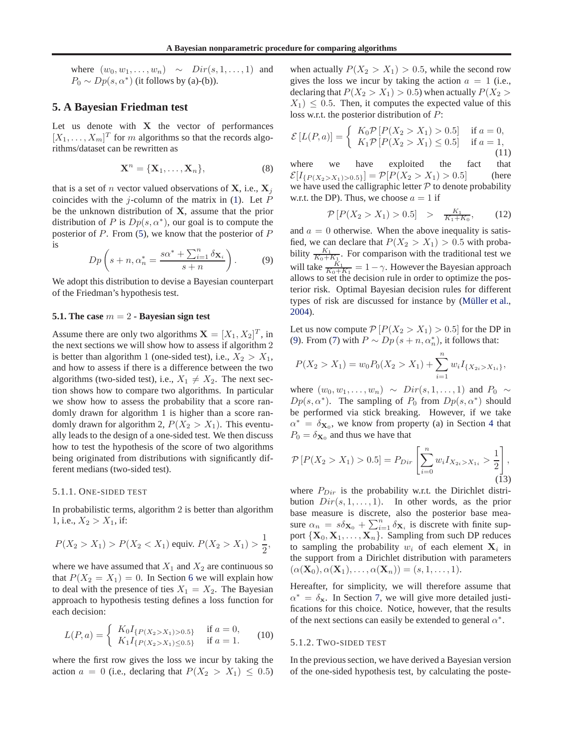where $(w_0, w_1, \ldots, w_n) \sim Dir(s, 1, \ldots, 1)$ and $P_0 \sim Dp(s, \alpha^*)$ (it follows by (a)-(b)).

## 5. A Bayesian Friedman test

Let us denote with $\mathbf{X}$ the vector of performances $[X_1, \ldots, X_m]^T$ for $m$ algorithms so that the records algorithms/dataset can be rewritten as

$$\mathbf{X}^n = \{\mathbf{X}_1, \ldots, \mathbf{X}_n\}, \tag{8}$$

that is a set of $n$ vector valued observations of $\mathbf{X}$, i.e., $\mathbf{X}_j$ coincides with the $j$-column of the matrix in (1). Let $P$ be the unknown distribution of $\mathbf{X}$, assume that the prior distribution of $P$ is $Dp(s, \alpha^*)$, our goal is to compute the posterior of $P$. From (5), we know that the posterior of $P$ is

$$Dp\left(s+n, \alpha_n^* = \frac{s\alpha^* + \sum_{i=1}^n \delta_{\mathbf{X}_i}}{s+n}\right). \tag{9}$$

We adopt this distribution to devise a Bayesian counterpart of the Friedman's hypothesis test.

### 5.1. The case $m = 2$ - Bayesian sign test

Assume there are only two algorithms $\mathbf{X} = [X_1, X_2]^T$, in the next sections we will show how to assess if algorithm 2 is better than algorithm 1 (one-sided test), i.e., $X_2 > X_1$, and how to assess if there is a difference between the two algorithms (two-sided test), i.e., $X_1 \neq X_2$. The next section shows how to compare two algorithms. In particular we show how to assess the probability that a score randomly drawn for algorithm 1 is higher than a score randomly drawn for algorithm 2, $P(X_2 > X_1)$. This eventually leads to the design of a one-sided test. We then discuss how to test the hypothesis of the score of two algorithms being originated from distributions with significantly different medians (two-sided test).

#### 5.1.1. One-sided test

In probabilistic terms, algorithm 2 is better than algorithm 1, i.e., $X_2 > X_1$, if:

$$P(X_2 > X_1) > P(X_2 < X_1) \text{ equiv. } P(X_2 > X_1) > \frac{1}{2},$$

where we have assumed that $X_1$ and $X_2$ are continuous so that $P(X_2 = X_1) = 0$. In Section 6 we will explain how to deal with the presence of ties $X_1 = X_2$. The Bayesian approach to hypothesis testing defines a loss function for each decision:

$$L(P, a) = \begin{cases} K_0 I_{\{P(X_2 > X_1) > 0.5\}} & \text{if } a = 0, \\ K_1 I_{\{P(X_2 > X_1) \leq 0.5\}} & \text{if } a = 1. \end{cases} \tag{10}$$

where the first row gives the loss we incur by taking the action $a = 0$ (i.e., declaring that $P(X_2 > X_1) \leq 0.5$) when actually $P(X_2 > X_1) > 0.5$, while the second row gives the loss we incur by taking the action $a = 1$ (i.e., declaring that $P(X_2 > X_1) > 0.5$) when actually $P(X_2 > X_1) \leq 0.5$. Then, it computes the expected value of this loss w.r.t. the posterior distribution of $P$:

$$\mathcal{E}[L(P, a)] = \begin{cases} K_0 \mathcal{P}[P(X_2 > X_1) > 0.5] & \text{if } a = 0, \\ K_1 \mathcal{P}[P(X_2 > X_1) \leq 0.5] & \text{if } a = 1, \end{cases} \tag{11}$$

where we have exploited the fact that $\mathcal{E}[I_{\{P(X_2>X_1)>0.5\}}] = \mathcal{P}[P(X_2 > X_1) > 0.5]$ (here we have used the calligraphic letter $\mathcal{P}$ to denote probability w.r.t. the DP). Thus, we choose $a = 1$ if

$$\mathcal{P}[P(X_2 > X_1) > 0.5] \quad > \quad \tfrac{K_1}{K_1 + K_0}, \tag{12}$$

and $a = 0$ otherwise. When the above inequality is satisfied, we can declare that $P(X_2 > X_1) > 0.5$ with probability $\frac{K_1}{K_0+K_1}$. For comparison with the traditional test we will take $\frac{K_1}{K_0+K_1} = 1 - \gamma$. However the Bayesian approach allows to set the decision rule in order to optimize the posterior risk. Optimal Bayesian decision rules for different types of risk are discussed for instance by (Müller et al., 2004).

Let us now compute $\mathcal{P}[P(X_2 > X_1) > 0.5]$ for the DP in (9). From (7) with $P \sim Dp(s+n, \alpha_n^*)$, it follows that:

$$P(X_2 > X_1) = w_0 P_0(X_2 > X_1) + \sum_{i=1}^n w_i I_{\{X_{2i} > X_{1i}\}},$$

where $(w_0, w_1, \ldots, w_n) \sim Dir(s, 1, \ldots, 1)$ and $P_0 \sim Dp(s, \alpha^*)$. The sampling of $P_0$ from $Dp(s, \alpha^*)$ should be performed via stick breaking. However, if we take $\alpha^* = \delta_{\mathbf{X}_0}$, we know from property (a) in Section 4 that $P_0 = \delta_{\mathbf{X}_0}$ and thus we have that

$$\mathcal{P}[P(X_2 > X_1) > 0.5] = P_{Dir}\left[\sum_{i=0}^n w_i I_{X_{2i} > X_{1i}} > \frac{1}{2}\right], \tag{13}$$

where $P_{Dir}$ is the probability w.r.t. the Dirichlet distribution $Dir(s, 1, \ldots, 1)$. In other words, as the prior base measure is discrete, also the posterior base measure $\alpha_n = s\delta_{\mathbf{X}_0} + \sum_{i=1}^n \delta_{\mathbf{X}_i}$ is discrete with finite support $\{\mathbf{X}_0, \mathbf{X}_1, \ldots, \mathbf{X}_n\}$. Sampling from such DP reduces to sampling the probability $w_i$ of each element $\mathbf{X}_i$ in the support from a Dirichlet distribution with parameters $(\alpha(\mathbf{X}_0), \alpha(\mathbf{X}_1), \ldots, \alpha(\mathbf{X}_n)) = (s, 1, \ldots, 1)$.

Hereafter, for simplicity, we will therefore assume that $\alpha^* = \delta_{\mathbf{x}}$. In Section 7, we will give more detailed justifications for this choice. Notice, however, that the results of the next sections can easily be extended to general $\alpha^*$.

#### 5.1.2. Two-sided test

In the previous section, we have derived a Bayesian version of the one-sided hypothesis test, by calculating the poste-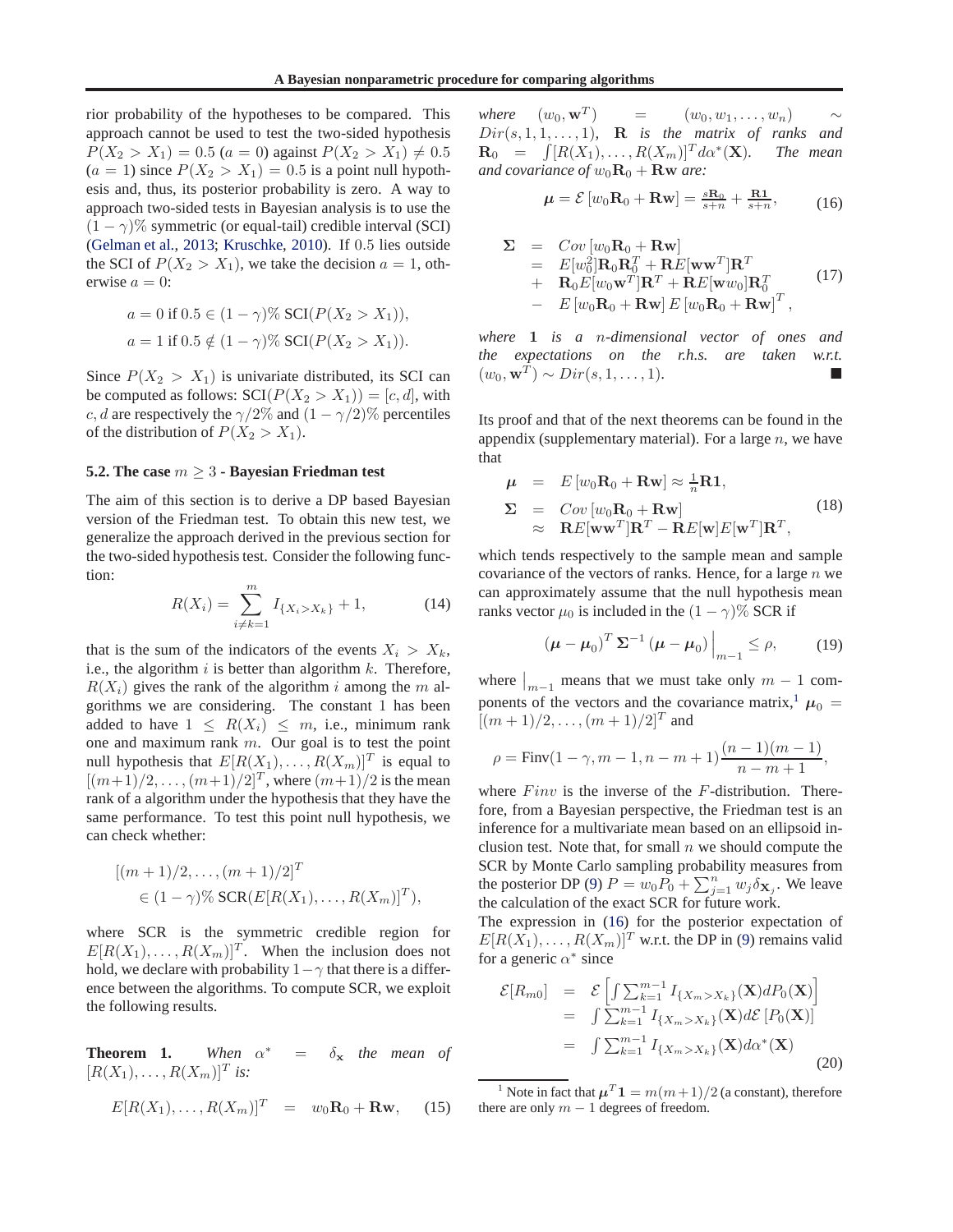rior probability of the hypotheses to be compared. This approach cannot be used to test the two-sided hypothesis $P(X_2 > X_1) = 0.5$ ($a = 0$) against $P(X_2 > X_1) \neq 0.5$ ($a = 1$) since $P(X_2 > X_1) = 0.5$ is a point null hypothesis and, thus, its posterior probability is zero. A way to approach two-sided tests in Bayesian analysis is to use the $(1-\gamma)\%$ symmetric (or equal-tail) credible interval (SCI) (Gelman et al., 2013; Kruschke, 2010). If 0.5 lies outside the SCI of $P(X_2 > X_1)$, we take the decision $a = 1$, otherwise $a = 0$:

$$a = 0 \text{ if } 0.5 \in (1-\gamma)\% \text{ SCI}(P(X_2 > X_1)),$$
$$a = 1 \text{ if } 0.5 \notin (1-\gamma)\% \text{ SCI}(P(X_2 > X_1)).$$

Since $P(X_2 > X_1)$ is univariate distributed, its SCI can be computed as follows: $\text{SCI}(P(X_2 > X_1)) = [c, d]$, with $c, d$ are respectively the $\gamma/2\%$ and $(1-\gamma/2)\%$ percentiles of the distribution of $P(X_2 > X_1)$.

### 5.2. The case $m \geq 3$ - Bayesian Friedman test

The aim of this section is to derive a DP based Bayesian version of the Friedman test. To obtain this new test, we generalize the approach derived in the previous section for the two-sided hypothesis test. Consider the following function:

$$R(X_i) = \sum_{i \neq k=1}^{m} I_{\{X_i > X_k\}} + 1, \tag{14}$$

that is the sum of the indicators of the events $X_i > X_k$, i.e., the algorithm $i$ is better than algorithm $k$. Therefore, $R(X_i)$ gives the rank of the algorithm $i$ among the $m$ algorithms we are considering. The constant 1 has been added to have $1 \leq R(X_i) \leq m$, i.e., minimum rank one and maximum rank $m$. Our goal is to test the point null hypothesis that $E[R(X_1), \ldots, R(X_m)]^T$ is equal to $[(m+1)/2, \ldots, (m+1)/2]^T$, where $(m+1)/2$ is the mean rank of a algorithm under the hypothesis that they have the same performance. To test this point null hypothesis, we can check whether:

$$[(m+1)/2, \ldots, (m+1)/2]^T \in (1-\gamma)\% \text{ SCR}(E[R(X_1), \ldots, R(X_m)]^T),$$

where SCR is the symmetric credible region for $E[R(X_1), \ldots, R(X_m)]^T$. When the inclusion does not hold, we declare with probability $1-\gamma$ that there is a difference between the algorithms. To compute SCR, we exploit the following results.

**Theorem 1.** *When $\alpha^* = \delta_{\mathbf{x}}$ the mean of $[R(X_1), \ldots, R(X_m)]^T$ is:*

$$E[R(X_1), \ldots, R(X_m)]^T = w_0 \mathbf{R}_0 + \mathbf{R}\mathbf{w}, \tag{15}$$

*where $(w_0, \mathbf{w}^T) = (w_0, w_1, \ldots, w_n) \sim Dir(s, 1, 1, \ldots, 1)$, $\mathbf{R}$ is the matrix of ranks and $\mathbf{R}_0 = \int [R(X_1), \ldots, R(X_m)]^T d\alpha^*(\mathbf{X})$. The mean and covariance of $w_0\mathbf{R}_0 + \mathbf{R}\mathbf{w}$ are:*

$$\boldsymbol{\mu} = \mathcal{E}\left[w_0 \mathbf{R}_0 + \mathbf{R}\mathbf{w}\right] = \tfrac{s\mathbf{R}_0}{s+n} + \tfrac{\mathbf{R}\mathbf{1}}{s+n}, \tag{16}$$

$$\begin{aligned} \boldsymbol{\Sigma} &= Cov\left[w_0\mathbf{R}_0 + \mathbf{R}\mathbf{w}\right] \\ &= E[w_0^2]\mathbf{R}_0\mathbf{R}_0^T + \mathbf{R}E[\mathbf{w}\mathbf{w}^T]\mathbf{R}^T \\ &+ \mathbf{R}_0 E[w_0\mathbf{w}^T]\mathbf{R}^T + \mathbf{R}E[\mathbf{w}w_0]\mathbf{R}_0^T \\ &- E\left[w_0\mathbf{R}_0 + \mathbf{R}\mathbf{w}\right]E\left[w_0\mathbf{R}_0 + \mathbf{R}\mathbf{w}\right]^T, \end{aligned} \tag{17}$$

*where $\mathbf{1}$ is a $n$-dimensional vector of ones and the expectations on the r.h.s. are taken w.r.t. $(w_0, \mathbf{w}^T) \sim Dir(s, 1, \ldots, 1)$.* ■

Its proof and that of the next theorems can be found in the appendix (supplementary material). For a large $n$, we have that

$$\begin{aligned} \boldsymbol{\mu} &= E\left[w_0\mathbf{R}_0 + \mathbf{R}\mathbf{w}\right] \approx \tfrac{1}{n}\mathbf{R}\mathbf{1}, \\ \boldsymbol{\Sigma} &= Cov\left[w_0\mathbf{R}_0 + \mathbf{R}\mathbf{w}\right] \\ &\approx \mathbf{R}E[\mathbf{w}\mathbf{w}^T]\mathbf{R}^T - \mathbf{R}E[\mathbf{w}]E[\mathbf{w}^T]\mathbf{R}^T, \end{aligned} \tag{18}$$

which tends respectively to the sample mean and sample covariance of the vectors of ranks. Hence, for a large $n$ we can approximately assume that the null hypothesis mean ranks vector $\mu_0$ is included in the $(1-\gamma)\%$ SCR if

$$\left(\boldsymbol{\mu} - \boldsymbol{\mu}_0\right)^T \boldsymbol{\Sigma}^{-1}\left(\boldsymbol{\mu} - \boldsymbol{\mu}_0\right)\Big|_{m-1} \leq \rho, \tag{19}$$

where $\big|_{m-1}$ means that we must take only $m-1$ components of the vectors and the covariance matrix,[1] $\boldsymbol{\mu}_0 = [(m+1)/2, \ldots, (m+1)/2]^T$ and

$$\rho = \text{Finv}(1-\gamma, m-1, n-m+1)\frac{(n-1)(m-1)}{n-m+1},$$

where $Finv$ is the inverse of the $F$-distribution. Therefore, from a Bayesian perspective, the Friedman test is an inference for a multivariate mean based on an ellipsoid inclusion test. Note that, for small $n$ we should compute the SCR by Monte Carlo sampling probability measures from the posterior DP (9) $P = w_0 P_0 + \sum_{j=1}^{n} w_j \delta_{\mathbf{X}_j}$. We leave the calculation of the exact SCR for future work.

The expression in (16) for the posterior expectation of $E[R(X_1), \ldots, R(X_m)]^T$ w.r.t. the DP in (9) remains valid for a generic $\alpha^*$ since

$$\begin{aligned} \mathcal{E}[R_{m0}] &= \mathcal{E}\left[\int \sum_{k=1}^{m-1} I_{\{X_m > X_k\}}(\mathbf{X}) dP_0(\mathbf{X})\right] \\ &= \int \sum_{k=1}^{m-1} I_{\{X_m > X_k\}}(\mathbf{X}) d\mathcal{E}\left[P_0(\mathbf{X})\right] \\ &= \int \sum_{k=1}^{m-1} I_{\{X_m > X_k\}}(\mathbf{X}) d\alpha^*(\mathbf{X}) \end{aligned} \tag{20}$$

[1] Note in fact that $\boldsymbol{\mu}^T\mathbf{1} = m(m+1)/2$ (a constant), therefore there are only $m-1$ degrees of freedom.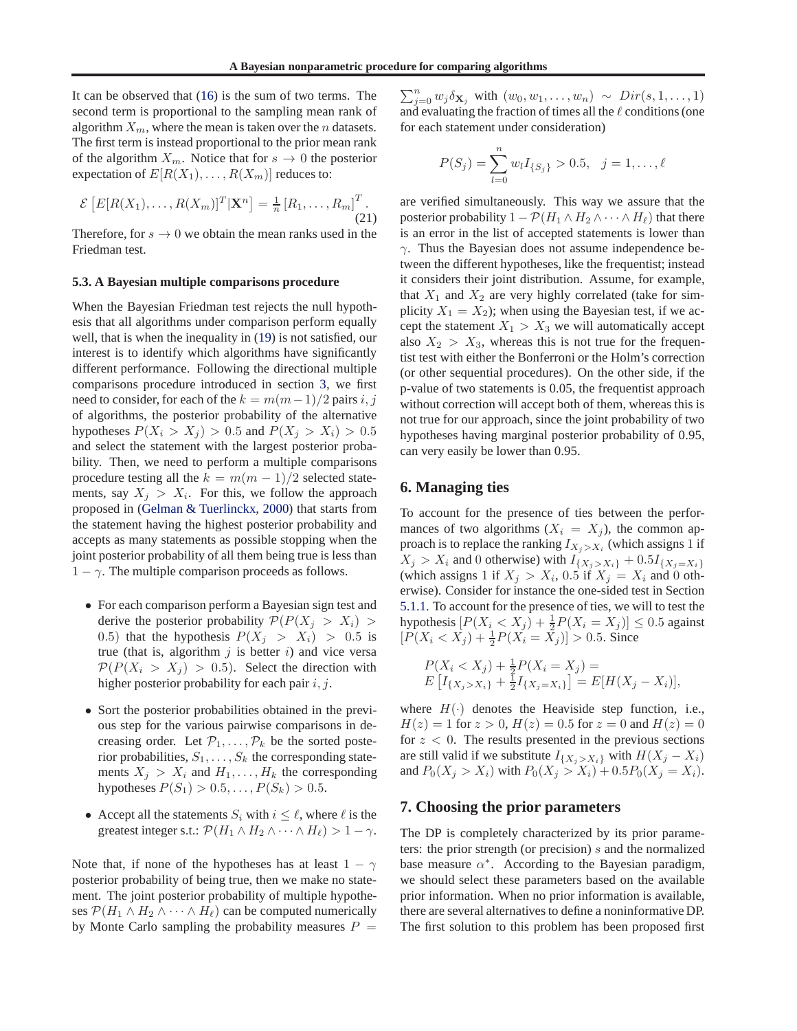It can be observed that (16) is the sum of two terms. The second term is proportional to the sampling mean rank of algorithm $X_m$, where the mean is taken over the $n$ datasets. The first term is instead proportional to the prior mean rank of the algorithm $X_m$. Notice that for $s \to 0$ the posterior expectation of $E[R(X_1), \ldots, R(X_m)]$ reduces to:

$$\mathcal{E}\left[E[R(X_1), \ldots, R(X_m)]^T | \mathbf{X}^n\right] = \frac{1}{n}\left[R_1, \ldots, R_m\right]^T. \tag{21}$$

Therefore, for $s \to 0$ we obtain the mean ranks used in the Friedman test.

### 5.3. A Bayesian multiple comparisons procedure

When the Bayesian Friedman test rejects the null hypothesis that all algorithms under comparison perform equally well, that is when the inequality in (19) is not satisfied, our interest is to identify which algorithms have significantly different performance. Following the directional multiple comparisons procedure introduced in section 3, we first need to consider, for each of the $k = m(m-1)/2$ pairs $i, j$ of algorithms, the posterior probability of the alternative hypotheses $P(X_i > X_j) > 0.5$ and $P(X_j > X_i) > 0.5$ and select the statement with the largest posterior probability. Then, we need to perform a multiple comparisons procedure testing all the $k = m(m-1)/2$ selected statements, say $X_j > X_i$. For this, we follow the approach proposed in (Gelman & Turlinckx, 2000) that starts from the statement having the highest posterior probability and accepts as many statements as possible stopping when the joint posterior probability of all them being true is less than $1 - \gamma$. The multiple comparison proceeds as follows.

- For each comparison perform a Bayesian sign test and derive the posterior probability $\mathcal{P}(P(X_j > X_i) > 0.5)$ that the hypothesis $P(X_j > X_i) > 0.5$ is true (that is, algorithm $j$ is better $i$) and vice versa $\mathcal{P}(P(X_i > X_j) > 0.5)$. Select the direction with higher posterior probability for each pair $i, j$.
- Sort the posterior probabilities obtained in the previous step for the various pairwise comparisons in decreasing order. Let $\mathcal{P}_1, \ldots, \mathcal{P}_k$ be the sorted posterior probabilities, $S_1, \ldots, S_k$ the corresponding statements $X_j > X_i$ and $H_1, \ldots, H_k$ the corresponding hypotheses $P(S_1) > 0.5, \ldots, P(S_k) > 0.5$.
- Accept all the statements $S_i$ with $i \leq \ell$, where $\ell$ is the greatest integer s.t.: $\mathcal{P}(H_1 \wedge H_2 \wedge \cdots \wedge H_\ell) > 1 - \gamma$.

Note that, if none of the hypotheses has at least $1 - \gamma$ posterior probability of being true, then we make no statement. The joint posterior probability of multiple hypotheses $\mathcal{P}(H_1 \wedge H_2 \wedge \cdots \wedge H_\ell)$ can be computed numerically by Monte Carlo sampling the probability measures $P = \sum_{j=0}^{n} w_j \delta_{\mathbf{X}_j}$ with $(w_0, w_1, \ldots, w_n) \sim Dir(s, 1, \ldots, 1)$ and evaluating the fraction of times all the $\ell$ conditions (one for each statement under consideration)

$$P(S_j) = \sum_{l=0}^{n} w_l I_{\{S_j\}} > 0.5, \quad j = 1, \ldots, \ell$$

are verified simultaneously. This way we assure that the posterior probability $1 - \mathcal{P}(H_1 \wedge H_2 \wedge \cdots \wedge H_\ell)$ that there is an error in the list of accepted statements is lower than $\gamma$. Thus the Bayesian does not assume independence between the different hypotheses, like the frequentist; instead it considers their joint distribution. Assume, for example, that $X_1$ and $X_2$ are very highly correlated (take for simplicity $X_1 = X_2$); when using the Bayesian test, if we accept the statement $X_1 > X_3$ we will automatically accept also $X_2 > X_3$, whereas this is not true for the frequentist test with either the Bonferroni or the Holm's correction (or other sequential procedures). On the other side, if the p-value of two statements is 0.05, the frequentist approach without correction will accept both of them, whereas this is not true for our approach, since the joint probability of two hypotheses having marginal posterior probability of 0.95, can very easily be lower than 0.95.

## 6. Managing ties

To account for the presence of ties between the performances of two algorithms ($X_i = X_j$), the common approach is to replace the ranking $I_{X_j > X_i}$ (which assigns 1 if $X_j > X_i$ and 0 otherwise) with $I_{\{X_j > X_i\}} + 0.5 I_{\{X_j = X_i\}}$ (which assigns 1 if $X_j > X_i$, 0.5 if $X_j = X_i$ and 0 otherwise). Consider for instance the one-sided test in Section 5.1.1. To account for the presence of ties, we will to test the hypothesis $[P(X_i < X_j) + \frac{1}{2} P(X_i = X_j)] \leq 0.5$ against $[P(X_i < X_j) + \frac{1}{2} P(X_i = X_j)] > 0.5$. Since

$$\begin{aligned} &P(X_i < X_j) + \tfrac{1}{2} P(X_i = X_j) = \\ &E\left[I_{\{X_j > X_i\}} + \tfrac{1}{2} I_{\{X_j = X_i\}}\right] = E[H(X_j - X_i)], \end{aligned}$$

where $H(\cdot)$ denotes the Heaviside step function, i.e., $H(z) = 1$ for $z > 0$, $H(z) = 0.5$ for $z = 0$ and $H(z) = 0$ for $z < 0$. The results presented in the previous sections are still valid if we substitute $I_{\{X_j > X_i\}}$ with $H(X_j - X_i)$ and $P_0(X_j > X_i)$ with $P_0(X_j > X_i) + 0.5 P_0(X_j = X_i)$.

## 7. Choosing the prior parameters

The DP is completely characterized by its prior parameters: the prior strength (or precision) $s$ and the normalized base measure $\alpha^*$. According to the Bayesian paradigm, we should select these parameters based on the available prior information. When no prior information is available, there are several alternatives to define a noninformative DP. The first solution to this problem has been proposed first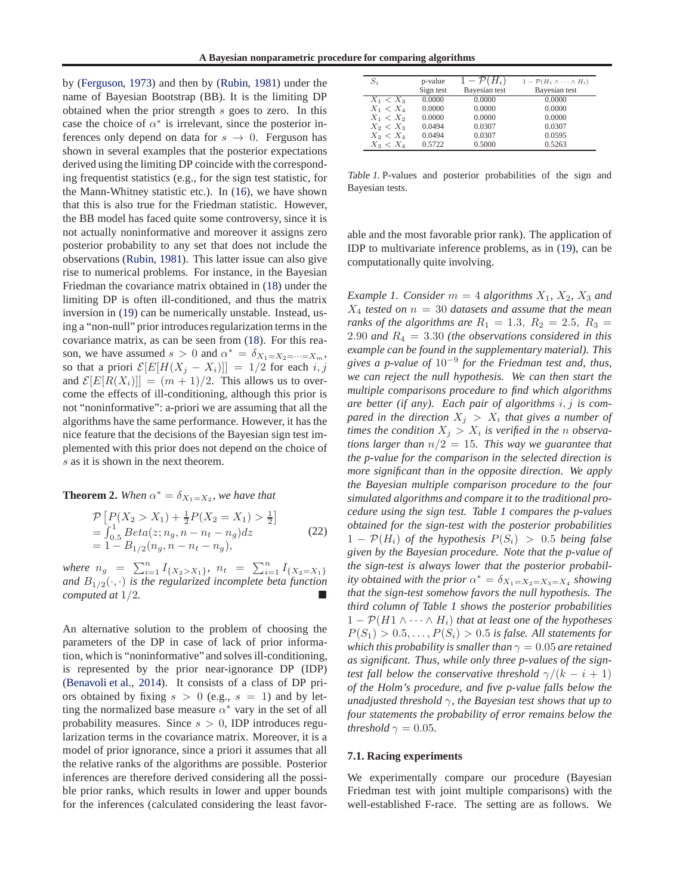by (Ferguson, 1973) and then by (Rubin, 1981) under the name of Bayesian Bootstrap (BB). It is the limiting DP obtained when the prior strength $s$ goes to zero. In this case the choice of $\alpha^*$ is irrelevant, since the posterior inferences only depend on data for $s \to 0$. Ferguson has shown in several examples that the posterior expectations derived using the limiting DP coincide with the corresponding frequentist statistics (e.g., for the sign test statistic, for the Mann-Whitney statistic etc.). In (16), we have shown that this is also true for the Friedman statistic. However, the BB model has faced quite some controversy, since it is not actually noninformative and moreover it assigns zero posterior probability to any set that does not include the observations (Rubin, 1981). This latter issue can also give rise to numerical problems. For instance, in the Bayesian Friedman the covariance matrix obtained in (18) under the limiting DP is often ill-conditioned, and thus the matrix inversion in (19) can be numerically unstable. Instead, using a "non-null" prior introduces regularization terms in the covariance matrix, as can be seen from (18). For this reason, we have assumed $s > 0$ and $\alpha^* = \delta_{X_1 = X_2 = \cdots = X_m}$, so that a priori $\mathcal{E}[E[H(X_j - X_i)]] = 1/2$ for each $i, j$ and $\mathcal{E}[E[R(X_i)]] = (m+1)/2$. This allows us to overcome the effects of ill-conditioning, although this prior is not "noninformative": a-priori we are assuming that all the algorithms have the same performance. However, it has the nice feature that the decisions of the Bayesian sign test implemented with this prior does not depend on the choice of $s$ as it is shown in the next theorem.

**Theorem 2.** *When $\alpha^* = \delta_{X_1 = X_2}$, we have that*

$$
\begin{aligned}
&\mathcal{P}\left[P(X_2 > X_1) + \tfrac{1}{2}P(X_2 = X_1) > \tfrac{1}{2}\right] \\
&= \int_{0.5}^{1} Beta(z; n_g, n - n_t - n_g) dz \\
&= 1 - B_{1/2}(n_g, n - n_t - n_g),
\end{aligned}
\tag{22}
$$

*where $n_g = \sum_{i=1}^{n} I_{\{X_2 > X_1\}}$, $n_t = \sum_{i=1}^{n} I_{\{X_2 = X_1\}}$ and $B_{1/2}(\cdot,\cdot)$ is the regularized incomplete beta function computed at $1/2$.* ■

An alternative solution to the problem of choosing the parameters of the DP in case of lack of prior information, which is "noninformative" and solves ill-conditioning, is represented by the prior near-ignorance DP (IDP) (Benavoli et al., 2014). It consists of a class of DP priors obtained by fixing $s > 0$ (e.g., $s = 1$) and by letting the normalized base measure $\alpha^*$ vary in the set of all probability measures. Since $s > 0$, IDP introduces regularization terms in the covariance matrix. Moreover, it is a model of prior ignorance, since a priori it assumes that all the relative ranks of the algorithms are possible. Posterior inferences are therefore derived considering all the possible prior ranks, which results in lower and upper bounds for the inferences (calculated considering the least favorable and the most favorable prior rank). The application of IDP to multivariate inference problems, as in (19), can be computationally quite involving.

| $S_i$ | p-value Sign test | $1 - \mathcal{P}(H_i)$ Bayesian test | $1 - \mathcal{P}(H_1 \wedge \cdots \wedge H_i)$ Bayesian test |
|---|---|---|---|
| $X_1 < X_3$ | 0.0000 | 0.0000 | 0.0000 |
| $X_1 < X_4$ | 0.0000 | 0.0000 | 0.0000 |
| $X_1 < X_2$ | 0.0000 | 0.0000 | 0.0000 |
| $X_2 < X_3$ | 0.0494 | 0.0307 | 0.0307 |
| $X_2 < X_4$ | 0.0494 | 0.0307 | 0.0595 |
| $X_3 < X_4$ | 0.5722 | 0.5000 | 0.5263 |

*Table 1.* P-values and posterior probabilities of the sign and Bayesian tests.

*Example 1. Consider $m = 4$ algorithms $X_1$, $X_2$, $X_3$ and $X_4$ tested on $n = 30$ datasets and assume that the mean ranks of the algorithms are $R_1 = 1.3$, $R_2 = 2.5$, $R_3 = 2.90$ and $R_4 = 3.30$ (the observations considered in this example can be found in the supplementary material). This gives a p-value of $10^{-9}$ for the Friedman test and, thus, we can reject the null hypothesis. We can then start the multiple comparisons procedure to find which algorithms are better (if any). Each pair of algorithms $i, j$ is compared in the direction $X_j > X_i$ that gives a number of times the condition $X_j > X_i$ is verified in the $n$ observations larger than $n/2 = 15$. This way we guarantee that the p-value for the comparison in the selected direction is more significant than in the opposite direction. We apply the Bayesian multiple comparison procedure to the four simulated algorithms and compare it to the traditional procedure using the sign test. Table 1 compares the p-values obtained for the sign-test with the posterior probabilities $1 - \mathcal{P}(H_i)$ of the hypothesis $P(S_i) > 0.5$ being false given by the Bayesian procedure. Note that the p-value of the sign-test is always lower that the posterior probability obtained with the prior $\alpha^* = \delta_{X_1 = X_2 = X_3 = X_4}$ showing that the sign-test somehow favors the null hypothesis. The third column of Table 1 shows the posterior probabilities $1 - \mathcal{P}(H1 \wedge \cdots \wedge H_i)$ that at least one of the hypotheses $P(S_1) > 0.5, \ldots, P(S_i) > 0.5$ is false. All statements for which this probability is smaller than $\gamma = 0.05$ are retained as significant. Thus, while only three p-values of the sign-test fall below the conservative threshold $\gamma/(k - i + 1)$ of the Holm's procedure, and five p-value falls below the unadjusted threshold $\gamma$, the Bayesian test shows that up to four statements the probability of error remains below the threshold $\gamma = 0.05$.*

### 7.1. Racing experiments

We experimentally compare our procedure (Bayesian Friedman test with joint multiple comparisons) with the well-established F-race. The setting are as follows. We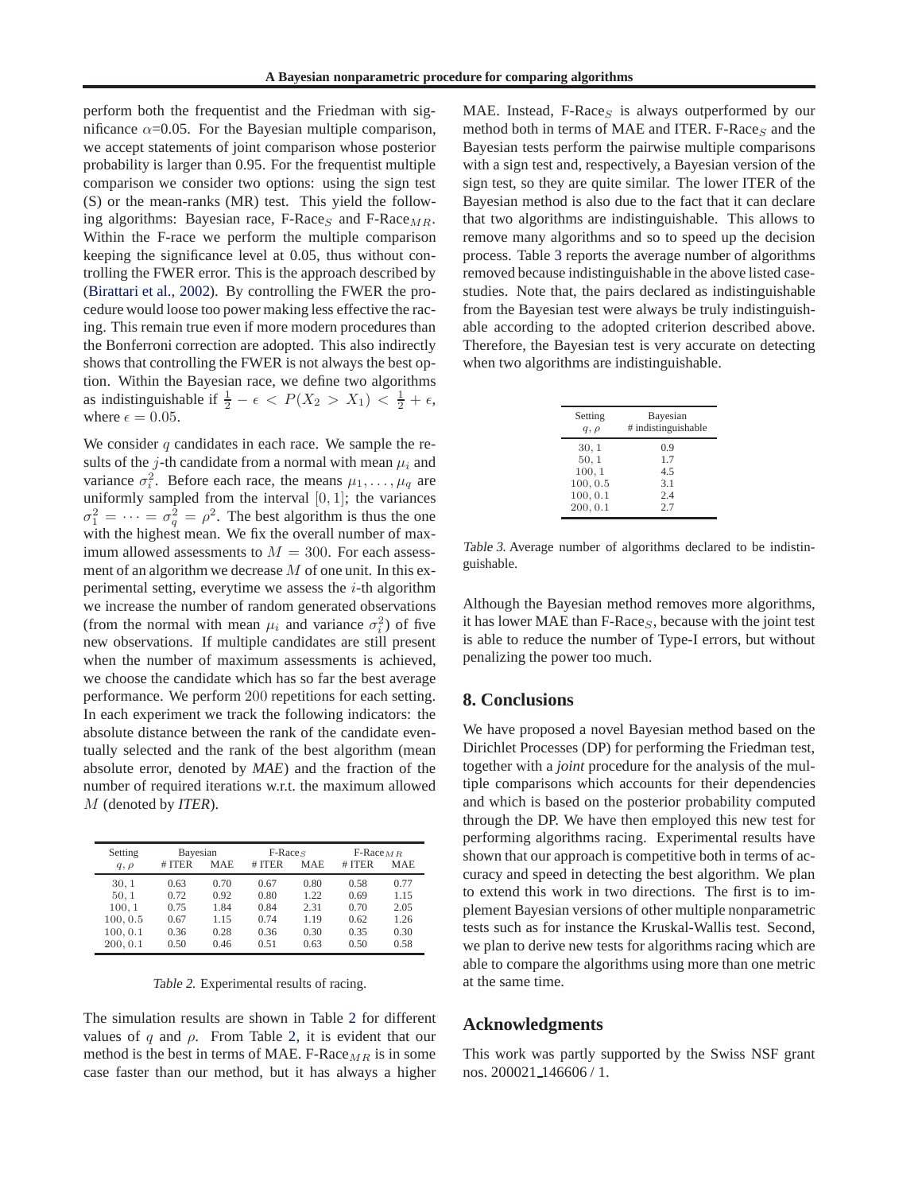perform both the frequentist and the Friedman with significance $\alpha$=0.05. For the Bayesian multiple comparison, we accept statements of joint comparison whose posterior probability is larger than 0.95. For the frequentist multiple comparison we consider two options: using the sign test (S) or the mean-ranks (MR) test. This yield the following algorithms: Bayesian race, F-Race$_S$ and F-Race$_{MR}$. Within the F-race we perform the multiple comparison keeping the significance level at 0.05, thus without controlling the FWER error. This is the approach described by (Birattari et al., 2002). By controlling the FWER the procedure would loose too power making less effective the racing. This remain true even if more modern procedures than the Bonferroni correction are adopted. This also indirectly shows that controlling the FWER is not always the best option. Within the Bayesian race, we define two algorithms as indistinguishable if $\frac{1}{2} - \epsilon < P(X_2 > X_1) < \frac{1}{2} + \epsilon$, where $\epsilon = 0.05$.

We consider $q$ candidates in each race. We sample the results of the $j$-th candidate from a normal with mean $\mu_i$ and variance $\sigma_i^2$. Before each race, the means $\mu_1, \dots, \mu_q$ are uniformly sampled from the interval $[0, 1]$; the variances $\sigma_1^2 = \cdots = \sigma_q^2 = \rho^2$. The best algorithm is thus the one with the highest mean. We fix the overall number of maximum allowed assessments to $M = 300$. For each assessment of an algorithm we decrease $M$ of one unit. In this experimental setting, everytime we assess the $i$-th algorithm we increase the number of random generated observations (from the normal with mean $\mu_i$ and variance $\sigma_i^2$) of five new observations. If multiple candidates are still present when the number of maximum assessments is achieved, we choose the candidate which has so far the best average performance. We perform 200 repetitions for each setting. In each experiment we track the following indicators: the absolute distance between the rank of the candidate eventually selected and the rank of the best algorithm (mean absolute error, denoted by *MAE*) and the fraction of the number of required iterations w.r.t. the maximum allowed $M$ (denoted by *ITER*).

| Setting | Bayesian | | F-Race$_S$ | | F-Race$_{MR}$ | |
|---|---|---|---|---|---|---|
| $q, \rho$ | # ITER | MAE | # ITER | MAE | # ITER | MAE |
| 30, 1 | 0.63 | 0.70 | 0.67 | 0.80 | 0.58 | 0.77 |
| 50, 1 | 0.72 | 0.92 | 0.80 | 1.22 | 0.69 | 1.15 |
| 100, 1 | 0.75 | 1.84 | 0.84 | 2.31 | 0.70 | 2.05 |
| 100, 0.5 | 0.67 | 1.15 | 0.74 | 1.19 | 0.62 | 1.26 |
| 100, 0.1 | 0.36 | 0.28 | 0.36 | 0.30 | 0.35 | 0.30 |
| 200, 0.1 | 0.50 | 0.46 | 0.51 | 0.63 | 0.50 | 0.58 |

*Table 2.* Experimental results of racing.

The simulation results are shown in Table 2 for different values of $q$ and $\rho$. From Table 2, it is evident that our method is the best in terms of MAE. F-Race$_{MR}$ is in some case faster than our method, but it has always a higher MAE. Instead, F-Race$_S$ is always outperformed by our method both in terms of MAE and ITER. F-Race$_S$ and the Bayesian tests perform the pairwise multiple comparisons with a sign test and, respectively, a Bayesian version of the sign test, so they are quite similar. The lower ITER of the Bayesian method is also due to the fact that it can declare that two algorithms are indistinguishable. This allows to remove many algorithms and so to speed up the decision process. Table 3 reports the average number of algorithms removed because indistinguishable in the above listed case-studies. Note that, the pairs declared as indistinguishable from the Bayesian test were always be truly indistinguishable according to the adopted criterion described above. Therefore, the Bayesian test is very accurate on detecting when two algorithms are indistinguishable.

| Setting $q, \rho$ | Bayesian # indistinguishable |
|---|---|
| 30, 1 | 0.9 |
| 50, 1 | 1.7 |
| 100, 1 | 4.5 |
| 100, 0.5 | 3.1 |
| 100, 0.1 | 2.4 |
| 200, 0.1 | 2.7 |

*Table 3.* Average number of algorithms declared to be indistinguishable.

Although the Bayesian method removes more algorithms, it has lower MAE than F-Race$_S$, because with the joint test is able to reduce the number of Type-I errors, but without penalizing the power too much.

## 8. Conclusions

We have proposed a novel Bayesian method based on the Dirichlet Processes (DP) for performing the Friedman test, together with a *joint* procedure for the analysis of the multiple comparisons which accounts for their dependencies and which is based on the posterior probability computed through the DP. We have then employed this new test for performing algorithms racing. Experimental results have shown that our approach is competitive both in terms of accuracy and speed in detecting the best algorithm. We plan to extend this work in two directions. The first is to implement Bayesian versions of other multiple nonparametric tests such as for instance the Kruskal-Wallis test. Second, we plan to derive new tests for algorithms racing which are able to compare the algorithms using more than one metric at the same time.

## Acknowledgments

This work was partly supported by the Swiss NSF grant nos. 200021_146606 / 1.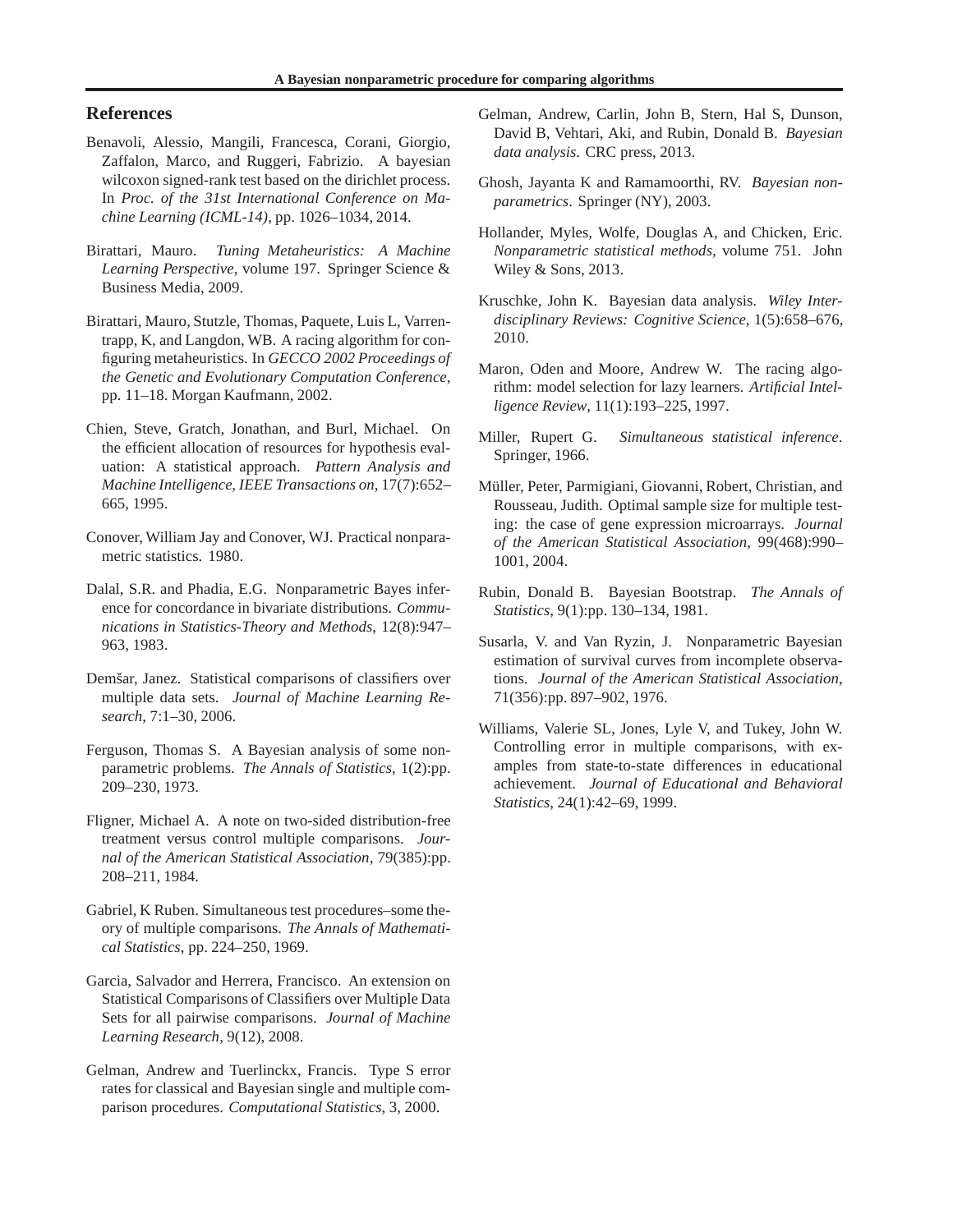## References

Benavoli, Alessio, Mangili, Francesca, Corani, Giorgio, Zaffalon, Marco, and Ruggeri, Fabrizio. A bayesian wilcoxon signed-rank test based on the dirichlet process. In *Proc. of the 31st International Conference on Machine Learning (ICML-14)*, pp. 1026–1034, 2014.

Birattari, Mauro. *Tuning Metaheuristics: A Machine Learning Perspective*, volume 197. Springer Science & Business Media, 2009.

Birattari, Mauro, Stutzle, Thomas, Paquete, Luis L, Varrentrapp, K, and Langdon, WB. A racing algorithm for configuring metaheuristics. In *GECCO 2002 Proceedings of the Genetic and Evolutionary Computation Conference*, pp. 11–18. Morgan Kaufmann, 2002.

Chien, Steve, Gratch, Jonathan, and Burl, Michael. On the efficient allocation of resources for hypothesis evaluation: A statistical approach. *Pattern Analysis and Machine Intelligence, IEEE Transactions on*, 17(7):652–665, 1995.

Conover, William Jay and Conover, WJ. Practical nonparametric statistics. 1980.

Dalal, S.R. and Phadia, E.G. Nonparametric Bayes inference for concordance in bivariate distributions. *Communications in Statistics-Theory and Methods*, 12(8):947–963, 1983.

Demšar, Janez. Statistical comparisons of classifiers over multiple data sets. *Journal of Machine Learning Research*, 7:1–30, 2006.

Ferguson, Thomas S. A Bayesian analysis of some nonparametric problems. *The Annals of Statistics*, 1(2):pp. 209–230, 1973.

Fligner, Michael A. A note on two-sided distribution-free treatment versus control multiple comparisons. *Journal of the American Statistical Association*, 79(385):pp. 208–211, 1984.

Gabriel, K Ruben. Simultaneous test procedures–some theory of multiple comparisons. *The Annals of Mathematical Statistics*, pp. 224–250, 1969.

Garcia, Salvador and Herrera, Francisco. An extension on Statistical Comparisons of Classifiers over Multiple Data Sets for all pairwise comparisons. *Journal of Machine Learning Research*, 9(12), 2008.

Gelman, Andrew and Tuerlinckx, Francis. Type S error rates for classical and Bayesian single and multiple comparison procedures. *Computational Statistics*, 3, 2000.

Gelman, Andrew, Carlin, John B, Stern, Hal S, Dunson, David B, Vehtari, Aki, and Rubin, Donald B. *Bayesian data analysis*. CRC press, 2013.

Ghosh, Jayanta K and Ramamoorthi, RV. *Bayesian nonparametrics*. Springer (NY), 2003.

Hollander, Myles, Wolfe, Douglas A, and Chicken, Eric. *Nonparametric statistical methods*, volume 751. John Wiley & Sons, 2013.

Kruschke, John K. Bayesian data analysis. *Wiley Interdisciplinary Reviews: Cognitive Science*, 1(5):658–676, 2010.

Maron, Oden and Moore, Andrew W. The racing algorithm: model selection for lazy learners. *Artificial Intelligence Review*, 11(1):193–225, 1997.

Miller, Rupert G. *Simultaneous statistical inference*. Springer, 1966.

Müller, Peter, Parmigiani, Giovanni, Robert, Christian, and Rousseau, Judith. Optimal sample size for multiple testing: the case of gene expression microarrays. *Journal of the American Statistical Association*, 99(468):990–1001, 2004.

Rubin, Donald B. Bayesian Bootstrap. *The Annals of Statistics*, 9(1):pp. 130–134, 1981.

Susarla, V. and Van Ryzin, J. Nonparametric Bayesian estimation of survival curves from incomplete observations. *Journal of the American Statistical Association*, 71(356):pp. 897–902, 1976.

Williams, Valerie SL, Jones, Lyle V, and Tukey, John W. Controlling error in multiple comparisons, with examples from state-to-state differences in educational achievement. *Journal of Educational and Behavioral Statistics*, 24(1):42–69, 1999.